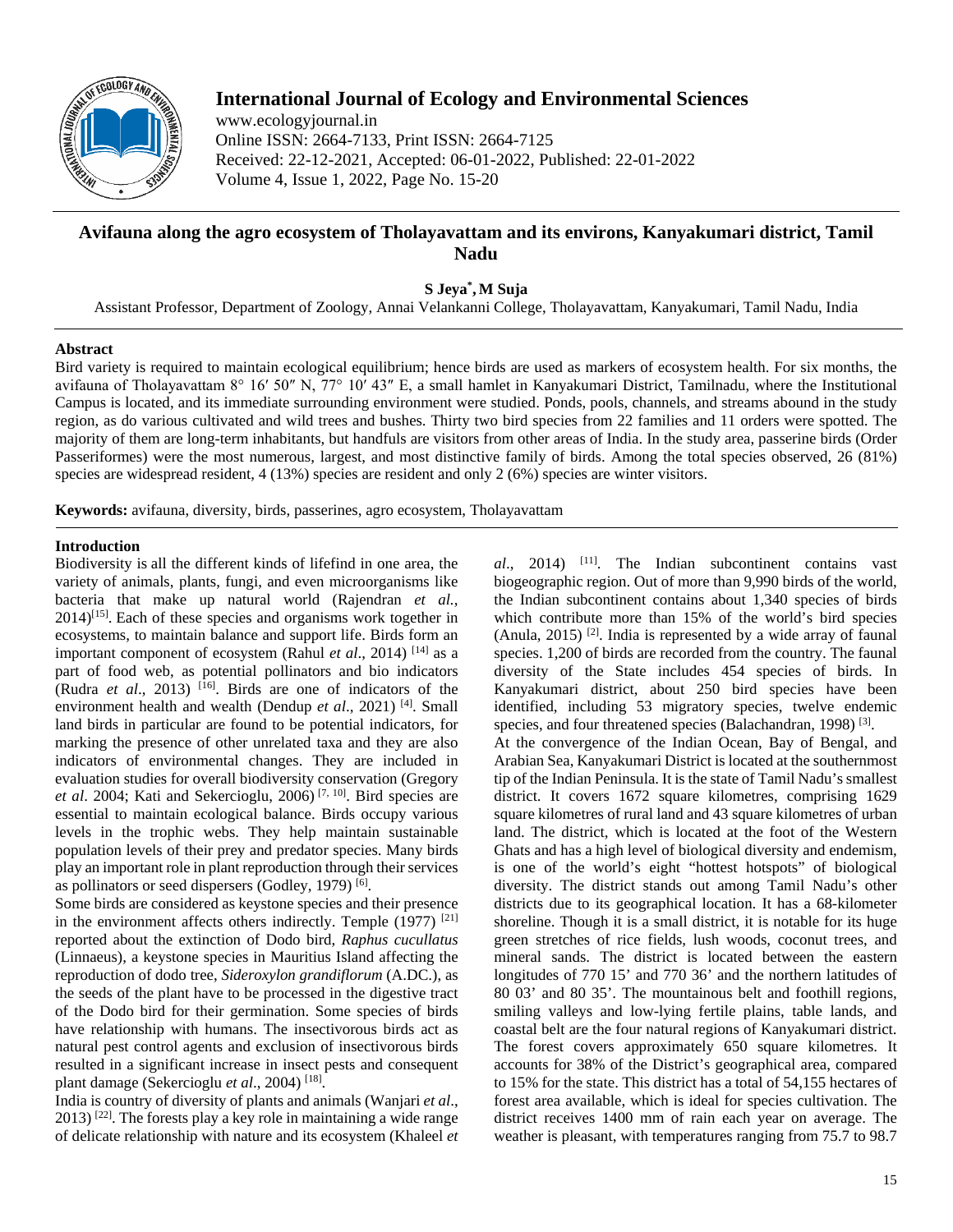# Avifauna along the agro ecosystem of Tholayavattam and its environs, Kanyakumari district, Tamil Nadu

**S Jeya*, M Suja**

Assistant Professor, Department of Zoology, Annai Velankanni College, Tholayavattam, Kanyakumari, Tamil Nadu, India

## Abstract

Bird variety is required to maintain ecological equilibrium; hence birds are used as markers of ecosystem health. For six months, the avifauna of Tholayavattam 8° 16′ 50″ N, 77° 10′ 43″ E, a small hamlet in Kanyakumari District, Tamilnadu, where the Institutional Campus is located, and its immediate surrounding environment were studied. Ponds, pools, channels, and streams abound in the study region, as do various cultivated and wild trees and bushes. Thirty two bird species from 22 families and 11 orders were spotted. The majority of them are long-term inhabitants, but handfuls are visitors from other areas of India. In the study area, passerine birds (Order Passeriformes) were the most numerous, largest, and most distinctive family of birds. Among the total species observed, 26 (81%) species are widespread resident, 4 (13%) species are resident and only 2 (6%) species are winter visitors.

**Keywords:** avifauna, diversity, birds, passerines, agro ecosystem, Tholayavattam

## Introduction

Biodiversity is all the different kinds of lifefind in one area, the variety of animals, plants, fungi, and even microorganisms like bacteria that make up natural world (Rajendran *et al.*, 2014)[15]. Each of these species and organisms work together in ecosystems, to maintain balance and support life. Birds form an important component of ecosystem (Rahul *et al*., 2014) [14] as a part of food web, as potential pollinators and bio indicators (Rudra *et al*., 2013) [16]. Birds are one of indicators of the environment health and wealth (Dendup *et al*., 2021) [4]. Small land birds in particular are found to be potential indicators, for marking the presence of other unrelated taxa and they are also indicators of environmental changes. They are included in evaluation studies for overall biodiversity conservation (Gregory *et al*. 2004; Kati and Sekercioglu, 2006) [7, 10]. Bird species are essential to maintain ecological balance. Birds occupy various levels in the trophic webs. They help maintain sustainable population levels of their prey and predator species. Many birds play an important role in plant reproduction through their services as pollinators or seed dispersers (Godley, 1979) [6].

Some birds are considered as keystone species and their presence in the environment affects others indirectly. Temple (1977) [21] reported about the extinction of Dodo bird, *Raphus cucullatus* (Linnaeus), a keystone species in Mauritius Island affecting the reproduction of dodo tree, *Sideroxylon grandiflorum* (A.DC.), as the seeds of the plant have to be processed in the digestive tract of the Dodo bird for their germination. Some species of birds have relationship with humans. The insectivorous birds act as natural pest control agents and exclusion of insectivorous birds resulted in a significant increase in insect pests and consequent plant damage (Sekercioglu *et al*., 2004) [18].

India is country of diversity of plants and animals (Wanjari *et al*., 2013) [22]. The forests play a key role in maintaining a wide range of delicate relationship with nature and its ecosystem (Khaleel *et al*., 2014) [11]. The Indian subcontinent contains vast biogeographic region. Out of more than 9,990 birds of the world, the Indian subcontinent contains about 1,340 species of birds which contribute more than 15% of the world's bird species (Anula, 2015) [2]. India is represented by a wide array of faunal species. 1,200 of birds are recorded from the country. The faunal diversity of the State includes 454 species of birds. In Kanyakumari district, about 250 bird species have been identified, including 53 migratory species, twelve endemic species, and four threatened species (Balachandran, 1998) [3].

At the convergence of the Indian Ocean, Bay of Bengal, and Arabian Sea, Kanyakumari District is located at the southernmost tip of the Indian Peninsula. It is the state of Tamil Nadu's smallest district. It covers 1672 square kilometres, comprising 1629 square kilometres of rural land and 43 square kilometres of urban land. The district, which is located at the foot of the Western Ghats and has a high level of biological diversity and endemism, is one of the world's eight "hottest hotspots" of biological diversity. The district stands out among Tamil Nadu's other districts due to its geographical location. It has a 68-kilometer shoreline. Though it is a small district, it is notable for its huge green stretches of rice fields, lush woods, coconut trees, and mineral sands. The district is located between the eastern longitudes of 770 15' and 770 36' and the northern latitudes of 80 03' and 80 35'. The mountainous belt and foothill regions, smiling valleys and low-lying fertile plains, table lands, and coastal belt are the four natural regions of Kanyakumari district. The forest covers approximately 650 square kilometres. It accounts for 38% of the District's geographical area, compared to 15% for the state. This district has a total of 54,155 hectares of forest area available, which is ideal for species cultivation. The district receives 1400 mm of rain each year on average. The weather is pleasant, with temperatures ranging from 75.7 to 98.7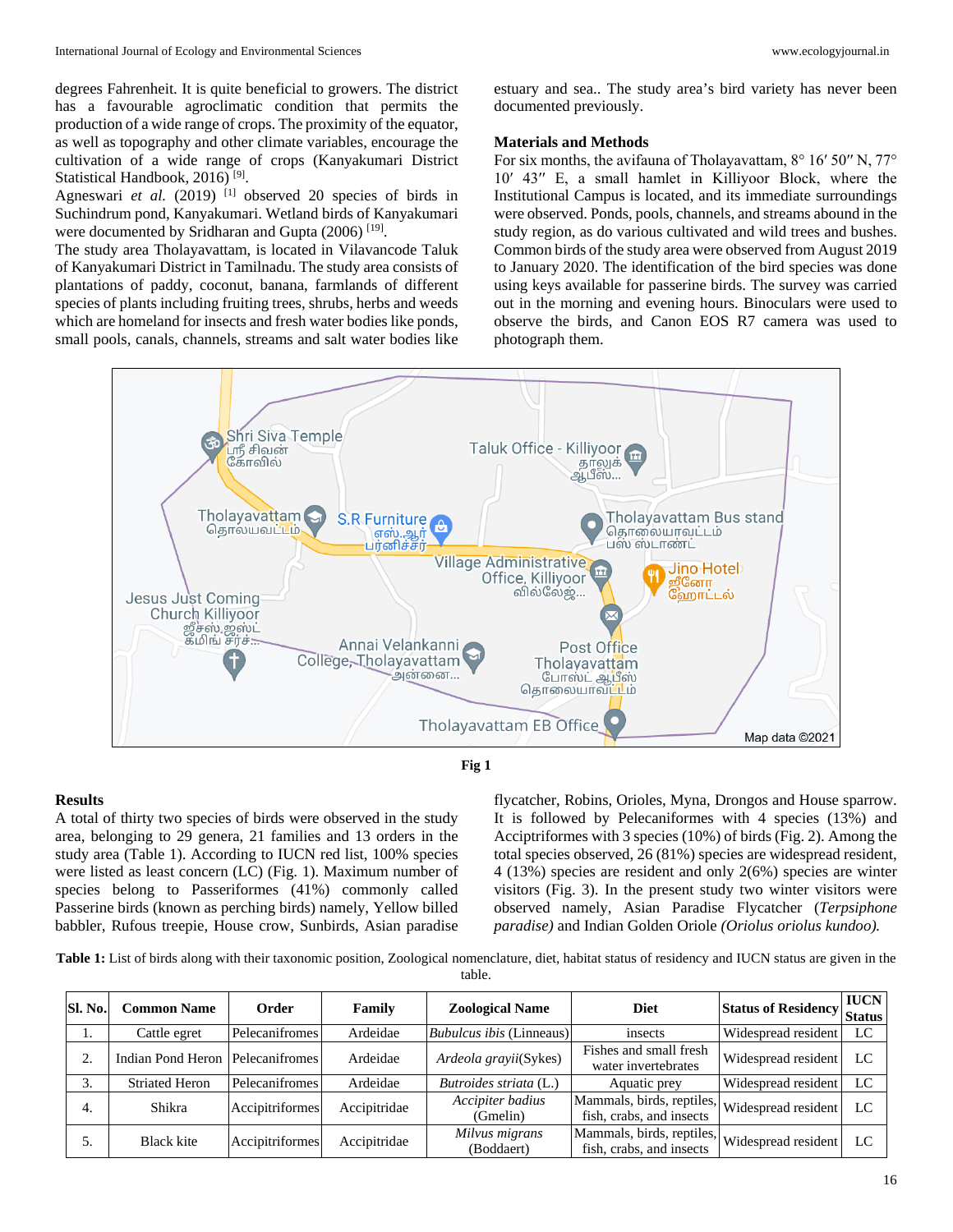degrees Fahrenheit. It is quite beneficial to growers. The district has a favourable agroclimatic condition that permits the production of a wide range of crops. The proximity of the equator, as well as topography and other climate variables, encourage the cultivation of a wide range of crops (Kanyakumari District Statistical Handbook, 2016) [9].

Agneswari *et al.* (2019) [1] observed 20 species of birds in Suchindrum pond, Kanyakumari. Wetland birds of Kanyakumari were documented by Sridharan and Gupta (2006) [19].

The study area Tholayavattam, is located in Vilavancode Taluk of Kanyakumari District in Tamilnadu. The study area consists of plantations of paddy, coconut, banana, farmlands of different species of plants including fruiting trees, shrubs, herbs and weeds which are homeland for insects and fresh water bodies like ponds, small pools, canals, channels, streams and salt water bodies like estuary and sea.. The study area's bird variety has never been documented previously.

## Materials and Methods

For six months, the avifauna of Tholayavattam, 8° 16′ 50″ N, 77° 10′ 43″ E, a small hamlet in Killiyoor Block, where the Institutional Campus is located, and its immediate surroundings were observed. Ponds, pools, channels, and streams abound in the study region, as do various cultivated and wild trees and bushes. Common birds of the study area were observed from August 2019 to January 2020. The identification of the bird species was done using keys available for passerine birds. The survey was carried out in the morning and evening hours. Binoculars were used to observe the birds, and Canon EOS R7 camera was used to photograph them.

Fig 1

## Results

A total of thirty two species of birds were observed in the study area, belonging to 29 genera, 21 families and 13 orders in the study area (Table 1). According to IUCN red list, 100% species were listed as least concern (LC) (Fig. 1). Maximum number of species belong to Passeriformes (41%) commonly called Passerine birds (known as perching birds) namely, Yellow billed babbler, Rufous treepie, House crow, Sunbirds, Asian paradise flycatcher, Robins, Orioles, Myna, Drongos and House sparrow. It is followed by Pelecaniformes with 4 species (13%) and Acciptriformes with 3 species (10%) of birds (Fig. 2). Among the total species observed, 26 (81%) species are widespread resident, 4 (13%) species are resident and only 2(6%) species are winter visitors (Fig. 3). In the present study two winter visitors were observed namely, Asian Paradise Flycatcher (*Terpsiphone paradise)* and Indian Golden Oriole *(Oriolus oriolus kundoo).*

**Table 1:** List of birds along with their taxonomic position, Zoological nomenclature, diet, habitat status of residency and IUCN status are given in the table.

| Sl. No. | Common Name | Order | Family | Zoological Name | Diet | Status of Residency | IUCN Status |
|---|---|---|---|---|---|---|---|
| 1. | Cattle egret | Pelecanifromes | Ardeidae | *Bubulcus ibis* (Linneaus) | insects | Widespread resident | LC |
| 2. | Indian Pond Heron | Pelecanifromes | Ardeidae | *Ardeola grayii*(Sykes) | Fishes and small fresh water invertebrates | Widespread resident | LC |
| 3. | Striated Heron | Pelecanifromes | Ardeidae | *Butroides striata* (L.) | Aquatic prey | Widespread resident | LC |
| 4. | Shikra | Accipitriformes | Accipitridae | *Accipiter badius* (Gmelin) | Mammals, birds, reptiles, fish, crabs, and insects | Widespread resident | LC |
| 5. | Black kite | Accipitriformes | Accipitridae | *Milvus migrans* (Boddaert) | Mammals, birds, reptiles, fish, crabs, and insects | Widespread resident | LC |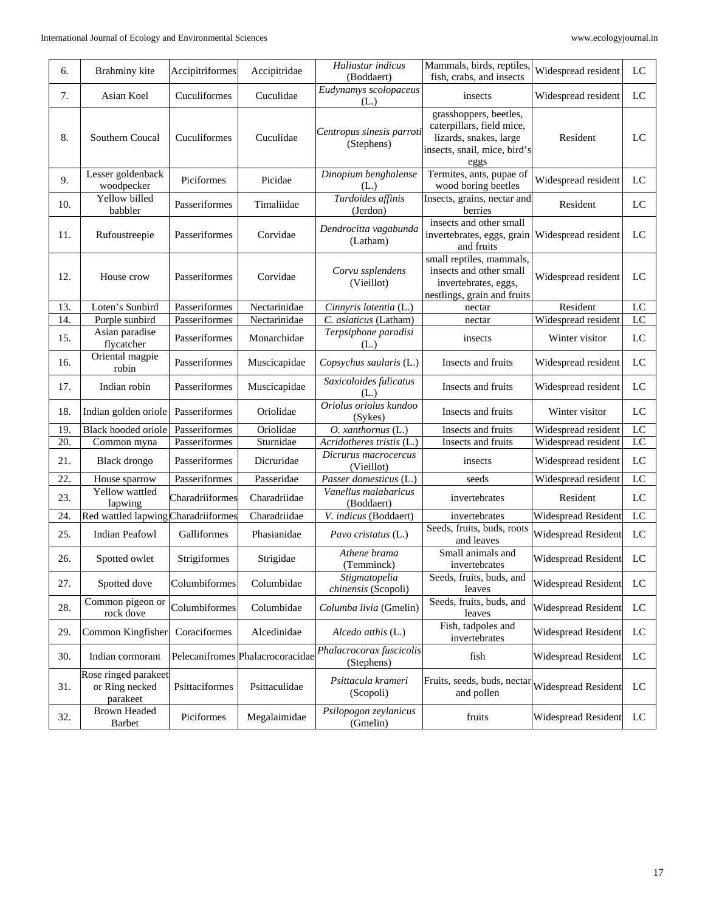| 6. | Brahminy kite | Accipitriformes | Accipitridae | *Haliastur indicus* (Boddaert) | Mammals, birds, reptiles, fish, crabs, and insects | Widespread resident | LC |
|---|---|---|---|---|---|---|---|
| 7. | Asian Koel | Cuculiformes | Cuculidae | *Eudynamys scolopaceus* (L.) | insects | Widespread resident | LC |
| 8. | Southern Coucal | Cuculiformes | Cuculidae | *Centropus sinesis parroti* (Stephens) | grasshoppers, beetles, caterpillars, field mice, lizards, snakes, large insects, snail, mice, bird's eggs | Resident | LC |
| 9. | Lesser goldenback woodpecker | Piciformes | Picidae | *Dinopium benghalense* (L.) | Termites, ants, pupae of wood boring beetles | Widespread resident | LC |
| 10. | Yellow billed babbler | Passeriformes | Timaliidae | *Turdoides affinis* (Jerdon) | Insects, grains, nectar and berries | Resident | LC |
| 11. | Rufoustreepie | Passeriformes | Corvidae | *Dendrocitta vagabunda* (Latham) | insects and other small invertebrates, eggs, grain and fruits | Widespread resident | LC |
| 12. | House crow | Passeriformes | Corvidae | *Corvu ssplendens* (Vieillot) | small reptiles, mammals, insects and other small invertebrates, eggs, nestlings, grain and fruits | Widespread resident | LC |
| 13. | Loten's Sunbird | Passeriformes | Nectarinidae | *Cinnyris lotentia* (L.) | nectar | Resident | LC |
| 14. | Purple sunbird | Passeriformes | Nectarinidae | *C. asiaticus* (Latham) | nectar | Widespread resident | LC |
| 15. | Asian paradise flycatcher | Passeriformes | Monarchidae | *Terpsiphone paradisi* (L.) | insects | Winter visitor | LC |
| 16. | Oriental magpie robin | Passeriformes | Muscicapidae | *Copsychus saularis* (L.) | Insects and fruits | Widespread resident | LC |
| 17. | Indian robin | Passeriformes | Muscicapidae | *Saxicoloides fulicatus* (L.) | Insects and fruits | Widespread resident | LC |
| 18. | Indian golden oriole | Passeriformes | Oriolidae | *Oriolus oriolus kundoo* (Sykes) | Insects and fruits | Winter visitor | LC |
| 19. | Black hooded oriole | Passeriformes | Oriolidae | *O. xanthornus* (L.) | Insects and fruits | Widespread resident | LC |
| 20. | Common myna | Passeriformes | Sturnidae | *Acridotheres tristis* (L.) | Insects and fruits | Widespread resident | LC |
| 21. | Black drongo | Passeriformes | Dicruridae | *Dicrurus macrocercus* (Vieillot) | insects | Widespread resident | LC |
| 22. | House sparrow | Passeriformes | Passeridae | *Passer domesticus* (L.) | seeds | Widespread resident | LC |
| 23. | Yellow wattled lapwing | Charadriiformes | Charadriidae | *Vanellus malabaricus* (Boddaert) | invertebrates | Resident | LC |
| 24. | Red wattled lapwing | Charadriiformes | Charadriidae | *V. indicus* (Boddaert) | invertebrates | Widespread Resident | LC |
| 25. | Indian Peafowl | Galliformes | Phasianidae | *Pavo cristatus* (L.) | Seeds, fruits, buds, roots and leaves | Widespread Resident | LC |
| 26. | Spotted owlet | Strigiformes | Strigidae | *Athene brama* (Temminck) | Small animals and invertebrates | Widespread Resident | LC |
| 27. | Spotted dove | Columbiformes | Columbidae | *Stigmatopelia chinensis* (Scopoli) | Seeds, fruits, buds, and leaves | Widespread Resident | LC |
| 28. | Common pigeon or rock dove | Columbiformes | Columbidae | *Columba livia* (Gmelin) | Seeds, fruits, buds, and leaves | Widespread Resident | LC |
| 29. | Common Kingfisher | Coraciformes | Alcedinidae | *Alcedo atthis* (L.) | Fish, tadpoles and invertebrates | Widespread Resident | LC |
| 30. | Indian cormorant | Pelecanifromes | Phalacrocoracidae | *Phalacrocorax fuscicolis* (Stephens) | fish | Widespread Resident | LC |
| 31. | Rose ringed parakeet or Ring necked parakeet | Psittaciformes | Psittaculidae | *Psittacula krameri* (Scopoli) | Fruits, seeds, buds, nectar and pollen | Widespread Resident | LC |
| 32. | Brown Headed Barbet | Piciformes | Megalaimidae | *Psilopogon zeylanicus* (Gmelin) | fruits | Widespread Resident | LC |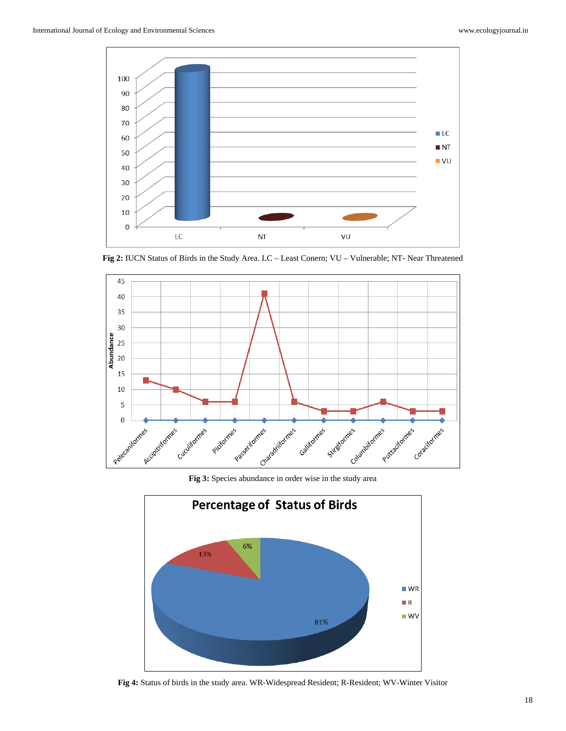**Fig 2:** IUCN Status of Birds in the Study Area. LC – Least Conern; VU – Vulnerable; NT- Near Threatened

**Fig 3:** Species abundance in order wise in the study area

**Fig 4:** Status of birds in the study area. WR-Widespread Resident; R-Resident; WV-Winter Visitor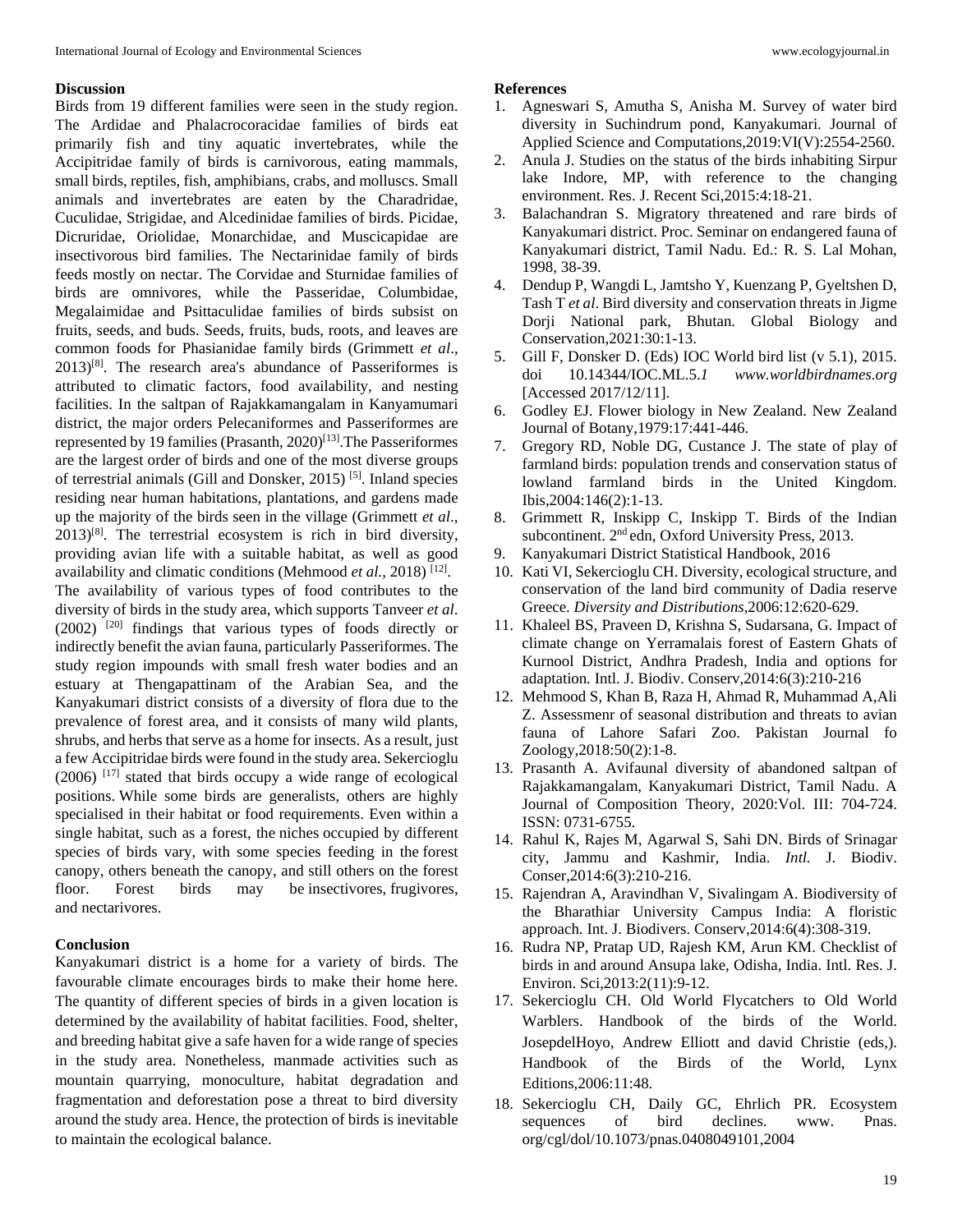## Discussion

Birds from 19 different families were seen in the study region. The Ardidae and Phalacrocoracidae families of birds eat primarily fish and tiny aquatic invertebrates, while the Accipitridae family of birds is carnivorous, eating mammals, small birds, reptiles, fish, amphibians, crabs, and molluscs. Small animals and invertebrates are eaten by the Charadridae, Cuculidae, Strigidae, and Alcedinidae families of birds. Picidae, Dicruridae, Oriolidae, Monarchidae, and Muscicapidae are insectivorous bird families. The Nectarinidae family of birds feeds mostly on nectar. The Corvidae and Sturnidae families of birds are omnivores, while the Passeridae, Columbidae, Megalaimidae and Psittaculidae families of birds subsist on fruits, seeds, and buds. Seeds, fruits, buds, roots, and leaves are common foods for Phasianidae family birds (Grimmett *et al*., 2013)[8]. The research area's abundance of Passeriformes is attributed to climatic factors, food availability, and nesting facilities. In the saltpan of Rajakkamangalam in Kanyamumari district, the major orders Pelecaniformes and Passeriformes are represented by 19 families (Prasanth, 2020)[13].The Passeriformes are the largest order of birds and one of the most diverse groups of terrestrial animals (Gill and Donsker, 2015) [5]. Inland species residing near human habitations, plantations, and gardens made up the majority of the birds seen in the village (Grimmett *et al*., 2013)[8]. The terrestrial ecosystem is rich in bird diversity, providing avian life with a suitable habitat, as well as good availability and climatic conditions (Mehmood *et al.,* 2018) [12].

The availability of various types of food contributes to the diversity of birds in the study area, which supports Tanveer *et al*. (2002) [20] findings that various types of foods directly or indirectly benefit the avian fauna, particularly Passeriformes. The study region impounds with small fresh water bodies and an estuary at Thengapattinam of the Arabian Sea, and the Kanyakumari district consists of a diversity of flora due to the prevalence of forest area, and it consists of many wild plants, shrubs, and herbs that serve as a home for insects. As a result, just a few Accipitridae birds were found in the study area. Sekercioglu (2006) [17] stated that birds occupy a wide range of ecological positions. While some birds are generalists, others are highly specialised in their habitat or food requirements. Even within a single habitat, such as a forest, the niches occupied by different species of birds vary, with some species feeding in the forest canopy, others beneath the canopy, and still others on the forest floor. Forest birds may be insectivores, frugivores, and nectarivores.

## Conclusion

Kanyakumari district is a home for a variety of birds. The favourable climate encourages birds to make their home here. The quantity of different species of birds in a given location is determined by the availability of habitat facilities. Food, shelter, and breeding habitat give a safe haven for a wide range of species in the study area. Nonetheless, manmade activities such as mountain quarrying, monoculture, habitat degradation and fragmentation and deforestation pose a threat to bird diversity around the study area. Hence, the protection of birds is inevitable to maintain the ecological balance.

## References

1. Agneswari S, Amutha S, Anisha M. Survey of water bird diversity in Suchindrum pond, Kanyakumari. Journal of Applied Science and Computations,2019:VI(V):2554-2560.
2. Anula J. Studies on the status of the birds inhabiting Sirpur lake Indore, MP, with reference to the changing environment. Res. J. Recent Sci,2015:4:18-21.
3. Balachandran S. Migratory threatened and rare birds of Kanyakumari district. Proc. Seminar on endangered fauna of Kanyakumari district, Tamil Nadu. Ed.: R. S. Lal Mohan, 1998, 38-39.
4. Dendup P, Wangdi L, Jamtsho Y, Kuenzang P, Gyeltshen D, Tash T *et al*. Bird diversity and conservation threats in Jigme Dorji National park, Bhutan. Global Biology and Conservation,2021:30:1-13.
5. Gill F, Donsker D. (Eds) IOC World bird list (v 5.1), 2015. doi 10.14344/IOC.ML.5.*1* *www.worldbirdnames.org* [Accessed 2017/12/11].
6. Godley EJ. Flower biology in New Zealand. New Zealand Journal of Botany,1979:17:441-446.
7. Gregory RD, Noble DG, Custance J. The state of play of farmland birds: population trends and conservation status of lowland farmland birds in the United Kingdom. Ibis,2004:146(2):1-13.
8. Grimmett R, Inskipp C, Inskipp T. Birds of the Indian subcontinent. 2nd edn, Oxford University Press, 2013.
9. Kanyakumari District Statistical Handbook, 2016
10. Kati VI, Sekercioglu CH. Diversity, ecological structure, and conservation of the land bird community of Dadia reserve Greece. *Diversity and Distributions*,2006:12:620-629.
11. Khaleel BS, Praveen D, Krishna S, Sudarsana, G. Impact of climate change on Yerramalais forest of Eastern Ghats of Kurnool District, Andhra Pradesh, India and options for adaptation. Intl. J. Biodiv. Conserv,2014:6(3):210-216
12. Mehmood S, Khan B, Raza H, Ahmad R, Muhammad A,Ali Z. Assessmenr of seasonal distribution and threats to avian fauna of Lahore Safari Zoo. Pakistan Journal fo Zoology,2018:50(2):1-8.
13. Prasanth A. Avifaunal diversity of abandoned saltpan of Rajakkamangalam, Kanyakumari District, Tamil Nadu. A Journal of Composition Theory, 2020:Vol. III: 704-724. ISSN: 0731-6755.
14. Rahul K, Rajes M, Agarwal S, Sahi DN. Birds of Srinagar city, Jammu and Kashmir, India. *Intl.* J. Biodiv. Conser,2014:6(3):210-216.
15. Rajendran A, Aravindhan V, Sivalingam A. Biodiversity of the Bharathiar University Campus India: A floristic approach. Int. J. Biodivers. Conserv,2014:6(4):308-319.
16. Rudra NP, Pratap UD, Rajesh KM, Arun KM. Checklist of birds in and around Ansupa lake, Odisha, India. Intl. Res. J. Environ. Sci,2013:2(11):9-12.
17. Sekercioglu CH. Old World Flycatchers to Old World Warblers. Handbook of the birds of the World. JosepdelHoyo, Andrew Elliott and david Christie (eds,). Handbook of the Birds of the World, Lynx Editions,2006:11:48.
18. Sekercioglu CH, Daily GC, Ehrlich PR. Ecosystem sequences of bird declines. www. Pnas. org/cgl/dol/10.1073/pnas.0408049101,2004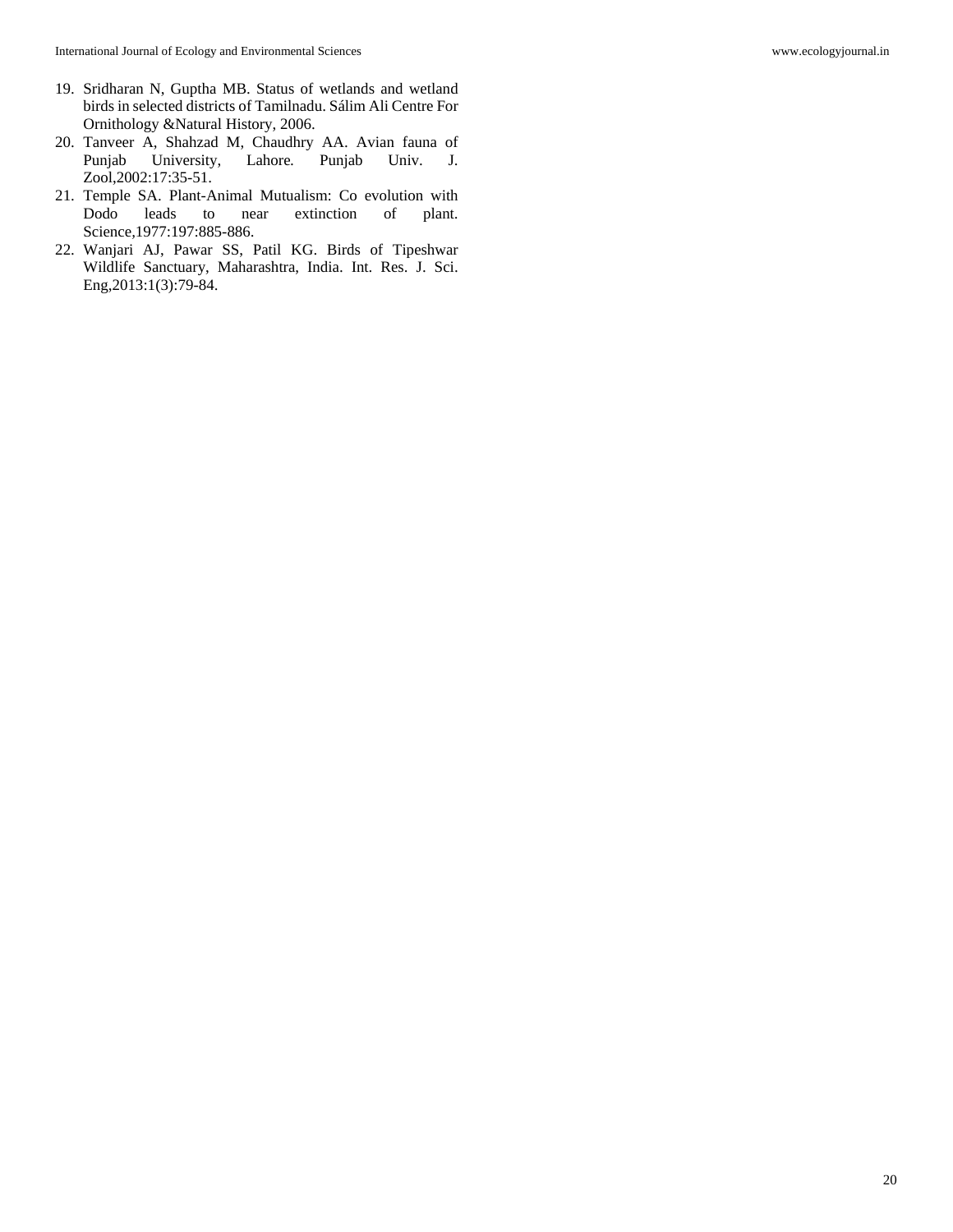19. Sridharan N, Guptha MB. Status of wetlands and wetland birds in selected districts of Tamilnadu. Sálim Ali Centre For Ornithology &Natural History, 2006.
20. Tanveer A, Shahzad M, Chaudhry AA. Avian fauna of Punjab University, Lahore. Punjab Univ. J. Zool,2002:17:35-51.
21. Temple SA. Plant-Animal Mutualism: Co evolution with Dodo leads to near extinction of plant. Science,1977:197:885-886.
22. Wanjari AJ, Pawar SS, Patil KG. Birds of Tipeshwar Wildlife Sanctuary, Maharashtra, India. Int. Res. J. Sci. Eng,2013:1(3):79-84.